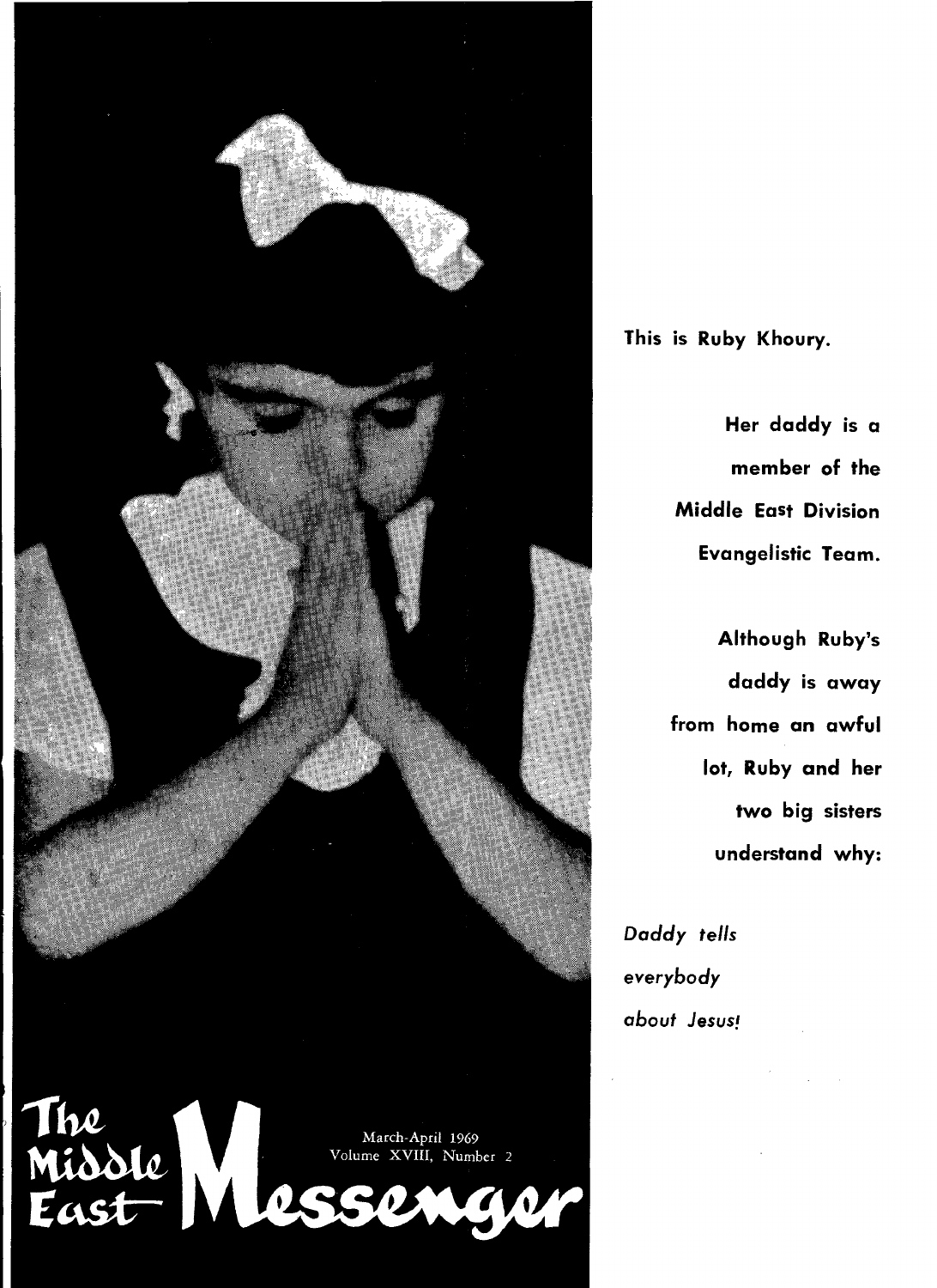This is Ruby Khoury.

Her daddy is a member of the Middle East Division Evangelistic Team.

Although Ruby's daddy is away from home an awful lot, Ruby and her two big sisters understand why:

*Daddy tells everybody about Jesus!*

# The Middle East Messenger

March-April 1969
Volume XVIII, Number 2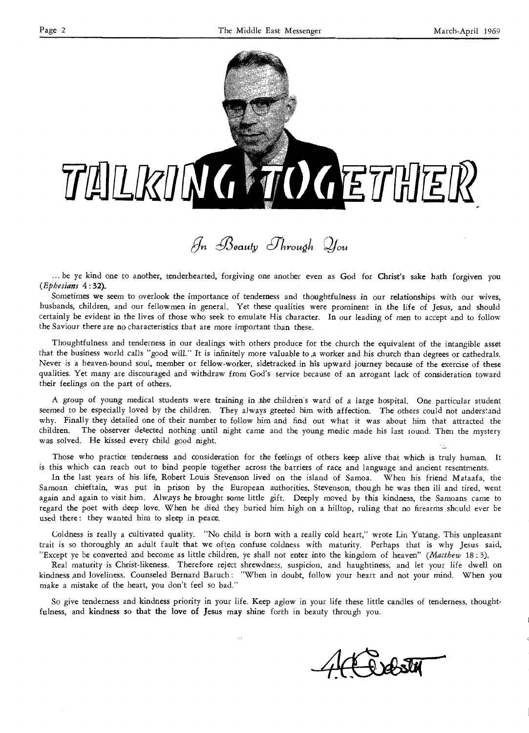# TALKING TOGETHER

## In Beauty Through You

... be ye kind one to another, tenderhearted, forgiving one another even as God for Christ's sake hath forgiven you (*Ephesians* 4:32).

Sometimes we seem to overlook the importance of tenderness and thoughtfulness in our relationships with our wives, husbands, children, and our fellowmen in general. Yet these qualities were prominent in the life of Jesus, and should certainly be evident in the lives of those who seek to emulate His character. In our leading of men to accept and to follow the Saviour there are no characteristics that are more important than these.

Thoughtfulness and tenderness in our dealings with others produce for the church the equivalent of the intangible asset that the business world calls "good will." It is infinitely more valuable to a worker and his church than degrees or cathedrals. Never is a heaven-bound soul, member or fellow-worker, sidetracked in his upward journey because of the exercise of these qualities. Yet many are discouraged and withdraw from God's service because of an arrogant lack of consideration toward their feelings on the part of others.

A group of young medical students were training in the children's ward of a large hospital. One particular student seemed to be especially loved by the children. They always greeted him with affection. The others could not understand why. Finally they detailed one of their number to follow him and find out what it was about him that attracted the children. The observer detected nothing until night came and the young medic made his last round. Then the mystery was solved. He kissed every child good night.

Those who practice tenderness and consideration for the feelings of others keep alive that which is truly human. It is this which can reach out to bind people together across the barriers of race and language and ancient resentments.

In the last years of his life, Robert Louis Stevenson lived on the island of Samoa. When his friend Mataafa, the Samoan chieftain, was put in prison by the European authorities, Stevenson, though he was then ill and tired, went again and again to visit him. Always he brought some little gift. Deeply moved by this kindness, the Samoans came to regard the poet with deep love. When he died they buried him high on a hilltop, ruling that no firearms should ever be used there: they wanted him to sleep in peace.

Coldness is really a cultivated quality. "No child is born with a really cold heart," wrote Lin Yutang. This unpleasant trait is so thoroughly an adult fault that we often confuse coldness with maturity. Perhaps that is why Jesus said, "Except ye be converted and become as little children, ye shall not enter into the kingdom of heaven" (*Matthew* 18:3).

Real maturity is Christ-likeness. Therefore reject shrewdness, suspicion, and haughtiness, and let your life dwell on kindness and loveliness. Counseled Bernard Baruch: "When in doubt, follow your heart and not your mind. When you make a mistake of the heart, you don't feel so bad."

So give tenderness and kindness priority in your life. Keep aglow in your life these little candles of tenderness, thoughtfulness, and kindness so that the love of Jesus may shine forth in beauty through you.

F. C. Webster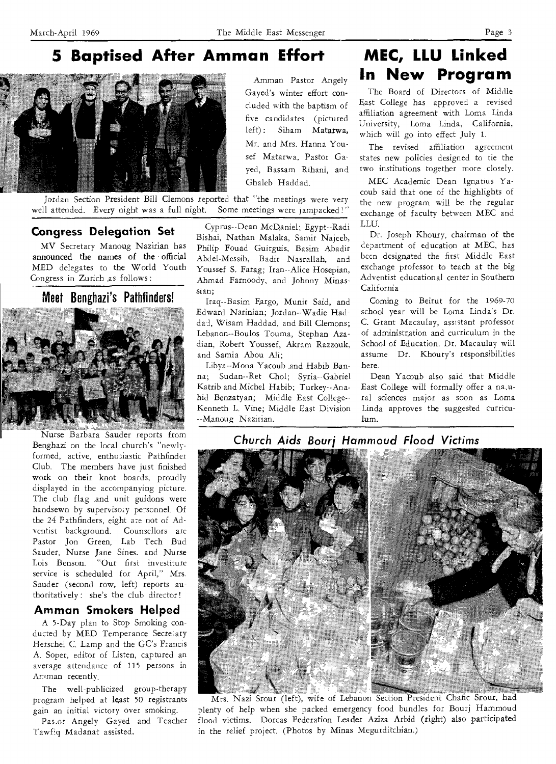# 5 Baptised After Amman Effort

Amman Pastor Angely Gayed's winter effort concluded with the baptism of five candidates (pictured left): Siham Matarwa, Mr. and Mrs. Hanna Yousef Matarwa, Pastor Gayed, Bassam Rihani, and Ghaleb Haddad.

Jordan Section President Bill Clemons reported that "the meetings were very well attended. Every night was a full night. Some meetings were jampacked!"

## Congress Delegation Set

MV Secretary Manoug Nazirian has announced the names of the official MED delegates to the World Youth Congress in Zurich as follows:

Cyprus--Dean McDaniel; Egypt--Radi Bishai, Nathan Malaka, Samir Najeeb, Philip Fouad Guirguis, Basim Abadir Abdel-Messih, Badir Nasrallah, and Youssef S. Farag; Iran--Alice Hosepian, Ahmad Farnoody, and Johnny Minassian;

Iraq--Basim Fargo, Munir Said, and Edward Narinian; Jordan--Wadie Haddad, Wisam Haddad, and Bill Clemons; Lebanon--Boulos Touma, Stephan Azadian, Robert Youssef, Akram Razzouk, and Samia Abou Ali;

Libya--Mona Yacoub and Habib Banna; Sudan--Ret Chol; Syria--Gabriel Katrib and Michel Habib; Turkey--Anahid Benzatyan; Middle East College--Kenneth L. Vine; Middle East Division --Manoug Nazirian.

## Meet Benghazi's Pathfinders!

Nurse Barbara Sauder reports from Benghazi on the local church's "newly-formed, active, enthusiastic Pathfinder Club. The members have just finished work on their knot boards, proudly displayed in the accompanying picture. The club flag and unit guidons were handsewn by supervisory personnel. Of the 24 Pathfinders, eight are not of Adventist background. Counsellors are Pastor Jon Green, Lab Tech Bud Sauder, Nurse Jane Sines, and Nurse Lois Benson. "Our first investiture service is scheduled for April," Mrs. Sauder (second row, left) reports authoritatively: she's the club director!

## Amman Smokers Helped

A 5-Day plan to Stop Smoking conducted by MED Temperance Secretary Herschel C. Lamp and the GC's Francis A. Soper, editor of Listen, captured an average attendance of 115 persons in Amman recently.

The well-publicized group-therapy program helped at least 50 registrants gain an initial victory over smoking.

Pastor Angely Gayed and Teacher Tawfiq Madanat assisted.

# MEC, LLU Linked In New Program

The Board of Directors of Middle East College has approved a revised affiliation agreement with Loma Linda University, Loma Linda, California, which will go into effect July 1.

The revised affiliation agreement states new policies designed to tie the two institutions together more closely.

MEC Academic Dean Ignatius Yacoub said that one of the highlights of the new program will be the regular exchange of faculty between MEC and LLU.

Dr. Joseph Khoury, chairman of the department of education at MEC, has been designated the first Middle East exchange professor to teach at the big Adventist educational center in Southern California

Coming to Beirut for the 1969-70 school year will be Loma Linda's Dr. C. Grant Macaulay, assistant professor of administration and curriculum in the School of Education. Dr. Macaulay will assume Dr. Khoury's responsibilities here.

Dean Yacoub also said that Middle East College will formally offer a natural sciences major as soon as Loma Linda approves the suggested curriculum.

## *Church Aids Bourj Hammoud Flood Victims*

Mrs. Nazi Srour (left), wife of Lebanon Section President Chafic Srour, had plenty of help when she packed emergency food bundles for Bourj Hammoud flood victims. Dorcas Federation Leader Aziza Arbid (right) also participated in the relief project. (Photos by Minas Megurditchian.)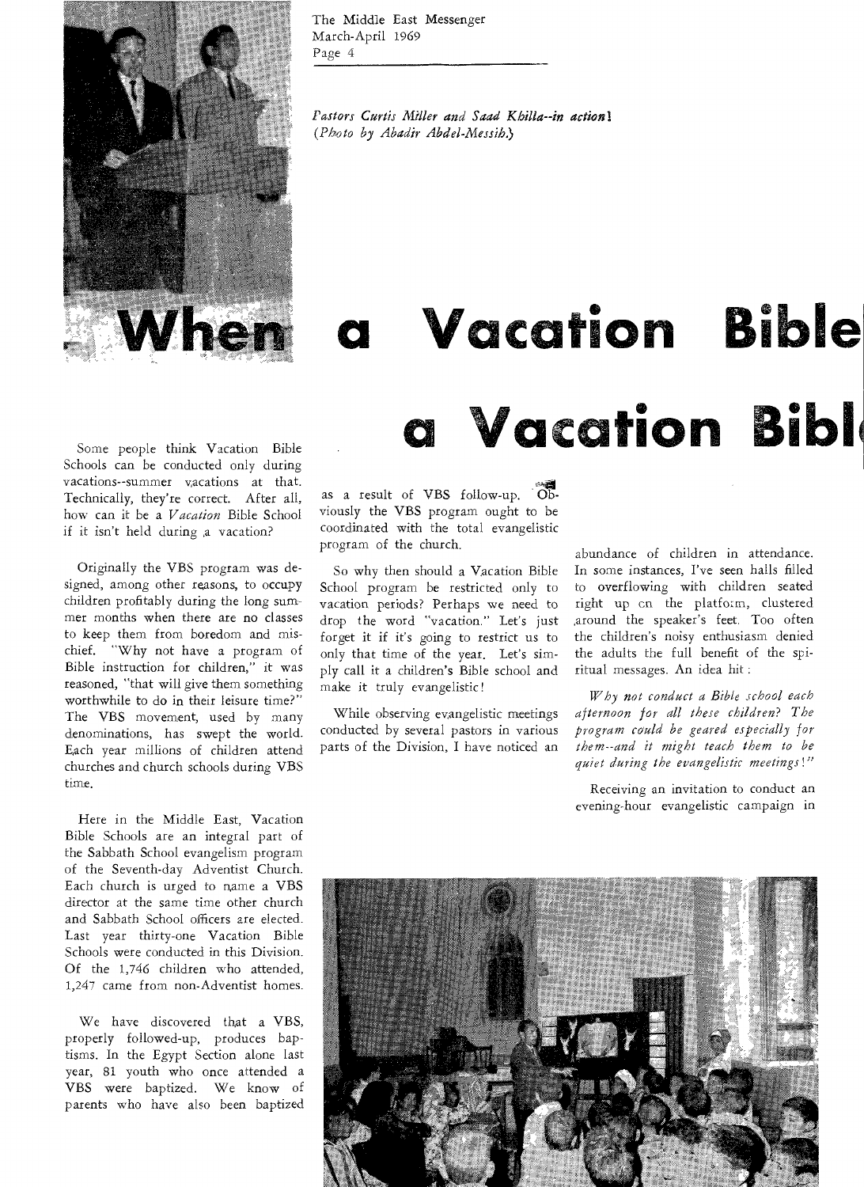*Pastors Curtis Miller and Saad Khilla--in action!*
*(Photo by Abadir Abdel-Messih.)*

# When a Vacation Bible a Vacation Bibl

Some people think Vacation Bible Schools can be conducted only during vacations--summer vacations at that. Technically, they're correct. After all, how can it be a *Vacation* Bible School if it isn't held during a vacation?

Originally the VBS program was designed, among other reasons, to occupy children profitably during the long summer months when there are no classes to keep them from boredom and mischief. "Why not have a program of Bible instruction for children," it was reasoned, "that will give them something worthwhile to do in their leisure time?" The VBS movement, used by many denominations, has swept the world. Each year millions of children attend churches and church schools during VBS time.

Here in the Middle East, Vacation Bible Schools are an integral part of the Sabbath School evangelism program of the Seventh-day Adventist Church. Each church is urged to name a VBS director at the same time other church and Sabbath School officers are elected. Last year thirty-one Vacation Bible Schools were conducted in this Division. Of the 1,746 children who attended, 1,247 came from non-Adventist homes.

We have discovered that a VBS, properly followed-up, produces baptisms. In the Egypt Section alone last year, 81 youth who once attended a VBS were baptized. We know of parents who have also been baptized as a result of VBS follow-up. Obviously the VBS program ought to be coordinated with the total evangelistic program of the church.

So why then should a Vacation Bible School program be restricted only to vacation periods? Perhaps we need to drop the word "vacation." Let's just forget it if it's going to restrict us to only that time of the year. Let's simply call it a children's Bible school and make it truly evangelistic!

While observing evangelistic meetings conducted by several pastors in various parts of the Division, I have noticed an abundance of children in attendance. In some instances, I've seen halls filled to overflowing with children seated right up on the platform, clustered around the speaker's feet. Too often the children's noisy enthusiasm denied the adults the full benefit of the spiritual messages. An idea hit:

*Why not conduct a Bible school each afternoon for all these children? The program could be geared especially for them--and it might teach them to be quiet during the evangelistic meetings!"*

Receiving an invitation to conduct an evening-hour evangelistic campaign in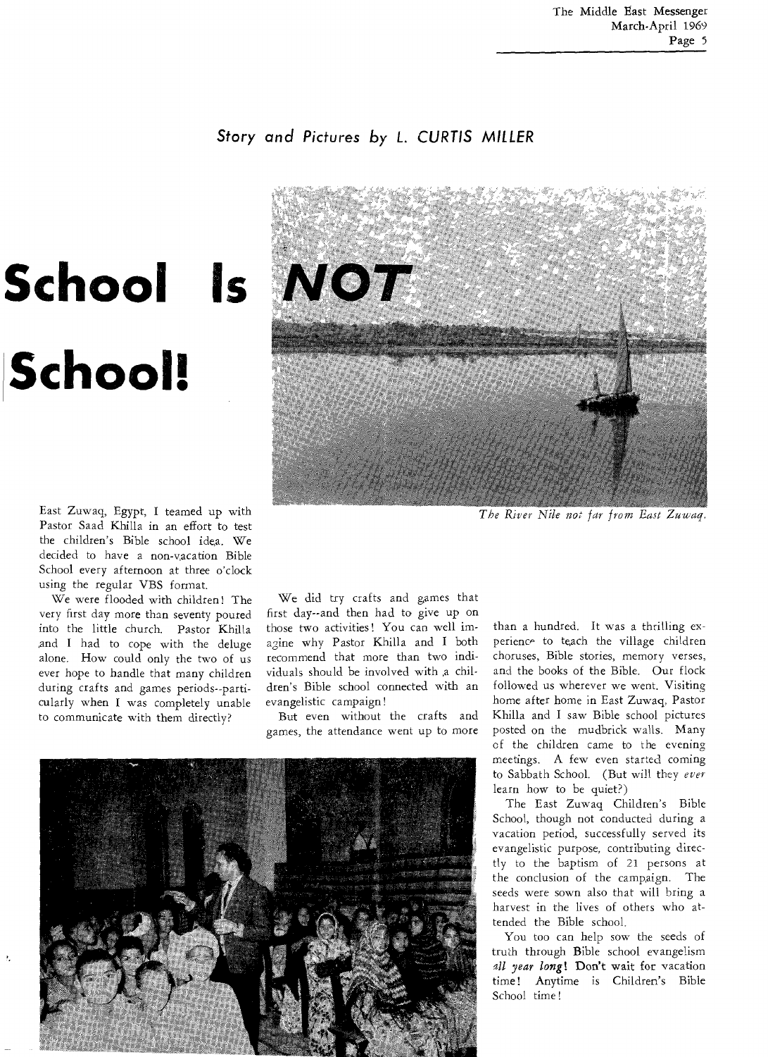Story and Pictures by L. CURTIS MILLER

# School Is *NOT* School!

*The River Nile not far from East Zuwaq.*

East Zuwaq, Egypt, I teamed up with Pastor Saad Khilla in an effort to test the children's Bible school idea. We decided to have a non-vacation Bible School every afternoon at three o'clock using the regular VBS format.

We were flooded with children! The very first day more than seventy poured into the little church. Pastor Khilla and I had to cope with the deluge alone. How could only the two of us ever hope to handle that many children during crafts and games periods--particularly when I was completely unable to communicate with them directly?

We did try crafts and games that first day--and then had to give up on those two activities! You can well imagine why Pastor Khilla and I both recommend that more than two individuals should be involved with a children's Bible school connected with an evangelistic campaign!

But even without the crafts and games, the attendance went up to more than a hundred. It was a thrilling experience to teach the village children choruses, Bible stories, memory verses, and the books of the Bible. Our flock followed us wherever we went. Visiting home after home in East Zuwaq, Pastor Khilla and I saw Bible school pictures posted on the mudbrick walls. Many of the children came to the evening meetings. A few even started coming to Sabbath School. (But will they *ever* learn how to be quiet?)

The East Zuwaq Children's Bible School, though not conducted during a vacation period, successfully served its evangelistic purpose, contributing directly to the baptism of 21 persons at the conclusion of the campaign. The seeds were sown also that will bring a harvest in the lives of others who attended the Bible school.

You too can help sow the seeds of truth through Bible school evangelism ***all year long*!** Don't wait for vacation time! Anytime is Children's Bible School time!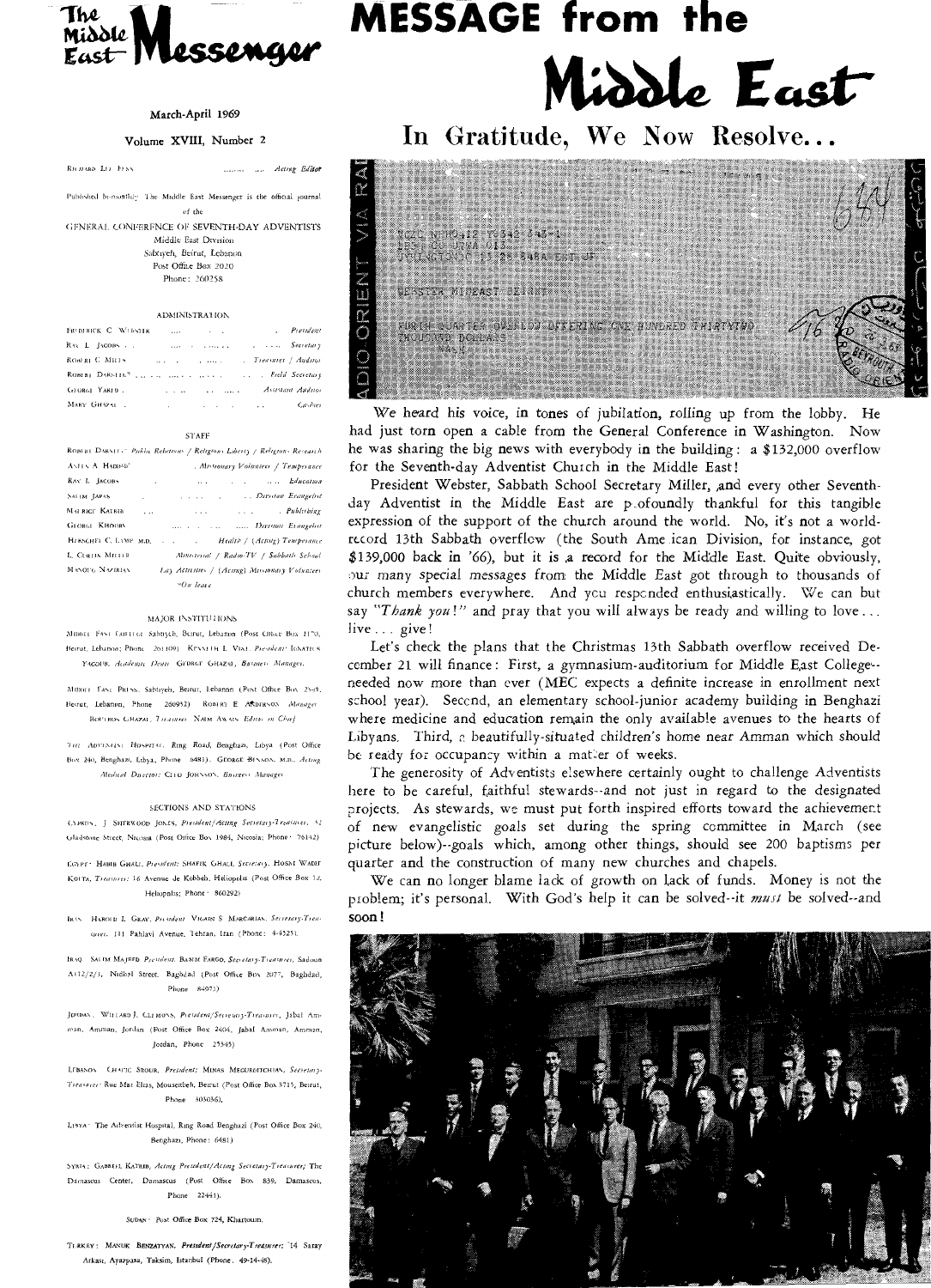# The Middle East Messenger

March-April 1969

Volume XVIII, Number 2

RICHARD LEE FENN ........ Acting Editor

Published bi-monthly: The Middle East Messenger is the official journal of the

GENERAL CONFERENCE OF SEVENTH-DAY ADVENTISTS
Middle East Division
Sabtiyeh, Beirut, Lebanon
Post Office Box 2020
Phone: 260258

## ADMINISTRATION

FREDERICK C. WEBSTER .... President
RAY L. JACOBS .... Secretary
ROBERT C. MILLS .... Treasurer / Auditor
ROBERT DARNELL* .... Field Secretary
GEORGE YARED .... Assistant Auditor
MARY GHAZAL .... Cashier

## STAFF

ROBERT DARNELL* Public Relations / Religious Liberty / Religious Research
ASTEN A. HADDAD* .... Missionary Volunteer / Temperance
RAY L. JACOBS .... Education
SALIM JAPAS .... Division Evangelist
MAURICE KATRIB .... Publishing
GEORGE KHOURY .... Division Evangelist
HERSCHEL C. LAMB, M.D. .... Health / (Acting) Temperance
L. CURTIS MILLER .... Ministerial / Radio-TV / Sabbath School
MANOUG NAZIRIAN .... Lay Activities / (Acting) Missionary Volunteer

*On leave

## MAJOR INSTITUTIONS

MIDDLE EAST COLLEGE, Sabtiyeh, Beirut, Lebanon (Post Office Box 1170, Beirut, Lebanon; Phone: 261109). KENNETH L. VINE, President; IGNATIUS YACOUB, Academic Dean; GEORGE GHAZAL, Business Manager.

MIDDLE EAST PRESS, Sabtiyeh, Beirut, Lebanon (Post Office Box 2549, Beirut, Lebanon, Phone: 260952). ROBERT E. ANDERSON, Manager; BOUTROS GHAZAL, Treasurer; NAIM AWAIS, Editor in Chief.

THE ADVENTIST HOSPITAL, Ring Road, Benghazi, Libya (Post Office Box 240, Benghazi, Libya, Phone: 6481). GEORGE BENSON, M.D., Acting Medical Director; CLEO JOHNSON, Business Manager.

## SECTIONS AND STATIONS

CYPRUS: J. SHERWOOD JONES, President/Acting Secretary-Treasurer, 42 Gladstone Street, Nicosia (Post Office Box 1984, Nicosia; Phone: 76142)

EGYPT: HABIB GHALI, President; SHAFIK GHALI, Secretary. HOSNI WADIT KOTTA, Treasurer; 16 Avenue de Kobbeh, Heliopolis (Post Office Box 14, Heliopolis; Phone: 860292)

IRAN: HAROLD L. GRAY, President; VIGAIN S. MARGARIAN, Secretary-Treasurer. 111 Pahlavi Avenue, Tehran, Iran (Phone: 44525).

IRAQ: SALIM MAJEED, President; BASIM FARGO, Secretary-Treasurer, Sadoun A112/2/1, Nidhal Street, Baghdad (Post Office Box 2077, Baghdad, Phone 84073)

JORDAN: WILLARD J. CLEMONS, President/Secretary-Treasurer, Jabal Amman, Amman, Jordan (Post Office Box 2404, Jabal Amman, Amman, Jordan, Phone 25345)

LEBANON: CHAFIC SROUR, President; MINAS MEGURDITCHIAN, Secretary-Treasurer; Rue Mar Elias, Mousseitbeh, Beirut (Post Office Box 3715, Beirut, Phone 303036).

LIBYA: The Adventist Hospital, Ring Road Benghazi (Post Office Box 240, Benghazi, Phone: 6481)

SYRIA: GABRIEL KATRIB, Acting President/Acting Secretary-Treasurer; The Damascus Center, Damascus (Post Office Box 839, Damascus, Phone 22441).

SUDAN: Post Office Box 724, Khartoum.

TURKEY: MANUK BENZATYAN, President/Secretary-Treasurer; 14 Saray Arkasi, Ayazpasa, Taksim, Istanbul (Phone 49-14-48).

# MESSAGE from the Middle East

## In Gratitude, We Now Resolve...

We heard his voice, in tones of jubilation, rolling up from the lobby. He had just torn open a cable from the General Conference in Washington. Now he was sharing the big news with everybody in the building: a $132,000 overflow for the Seventh-day Adventist Church in the Middle East!

President Webster, Sabbath School Secretary Miller, and every other Seventh-day Adventist in the Middle East are profoundly thankful for this tangible expression of the support of the church around the world. No, it's not a world-record 13th Sabbath overflow (the South American Division, for instance, got $139,000 back in '66), but it is a record for the Middle East. Quite obviously, our many special messages from the Middle East got through to thousands of church members everywhere. And you responded enthusiastically. We can but say "*Thank you!*" and pray that you will always be ready and willing to love... live... give!

Let's check the plans that the Christmas 13th Sabbath overflow received December 21 will finance: First, a gymnasium-auditorium for Middle East College--needed now more than ever (MEC expects a definite increase in enrollment next school year). Second, an elementary school-junior academy building in Benghazi where medicine and education remain the only available avenues to the hearts of Libyans. Third, a beautifully-situated children's home near Amman which should be ready for occupancy within a matter of weeks.

The generosity of Adventists elsewhere certainly ought to challenge Adventists here to be careful, faithful stewards--and not just in regard to the designated projects. As stewards, we must put forth inspired efforts toward the achievement of new evangelistic goals set during the spring committee in March (see picture below)--goals which, among other things, should see 200 baptisms per quarter and the construction of many new churches and chapels.

We can no longer blame lack of growth on lack of funds. Money is not the problem; it's personal. With God's help it can be solved--it *must* be solved--and **soon!**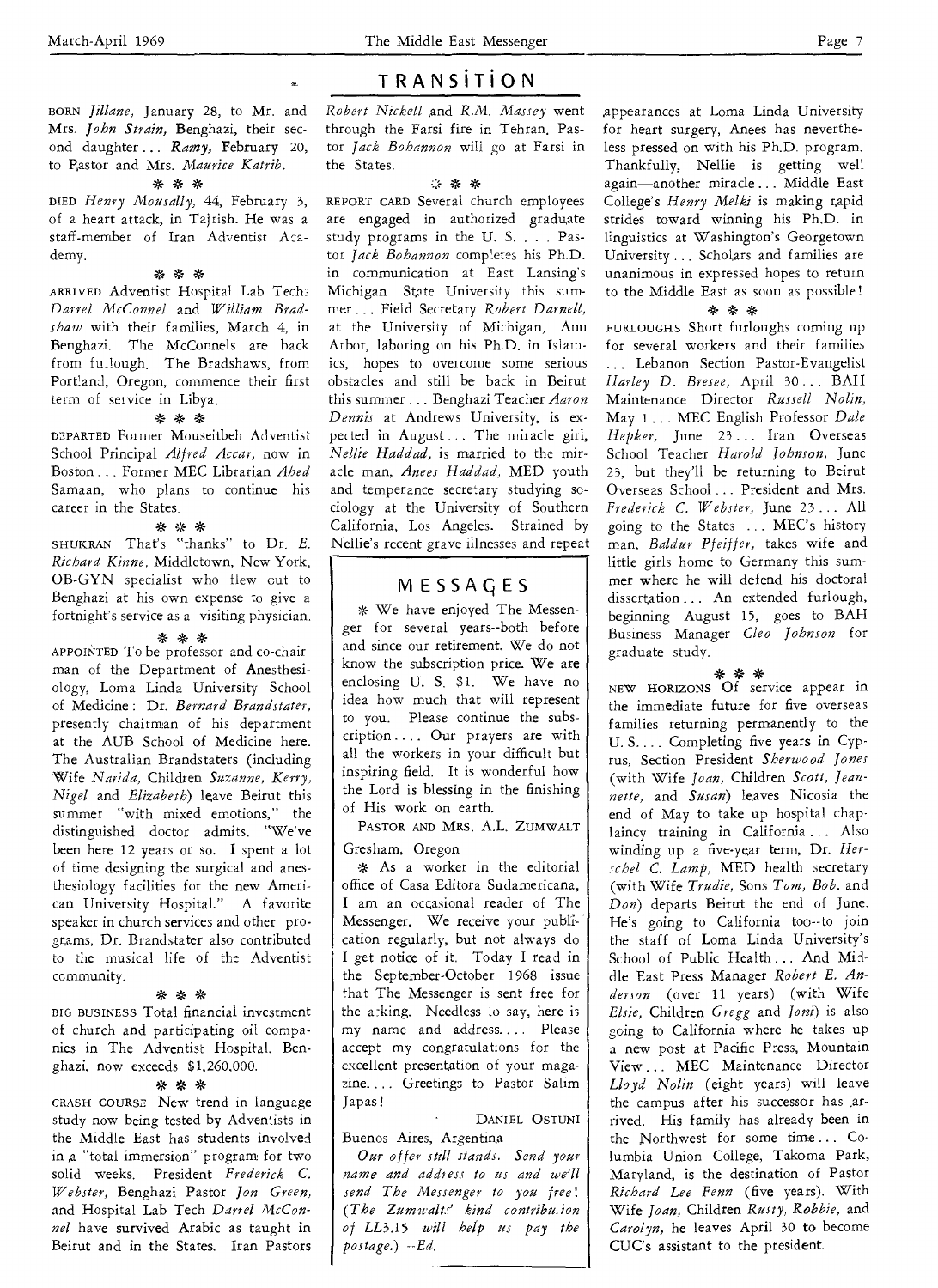# TRANSITION

BORN *Jillane,* January 28, to Mr. and Mrs. *John Strain,* Benghazi, their second daughter... *Ramy,* February 20, to Pastor and Mrs. *Maurice Katrib.*

\* \* \*

DIED *Henry Mousally,* 44, February 3, of a heart attack, in Tajrish. He was a staff-member of Iran Adventist Academy.

\* \* \*

ARRIVED Adventist Hospital Lab Techs *Darrel McConnel* and *William Bradshaw* with their families, March 4, in Benghazi. The McConnels are back from furlough. The Bradshaws, from Portland, Oregon, commence their first term of service in Libya.

\* \* \*

DEPARTED Former Mouseitbeh Adventist School Principal *Alfred Accar,* now in Boston... Former MEC Librarian *Abed* Samaan, who plans to continue his career in the States.

\* \* \*

SHUKRAN That's "thanks" to Dr. *E. Richard Kinne,* Middletown, New York, OB-GYN specialist who flew out to Benghazi at his own expense to give a fortnight's service as a visiting physician.

\* \* \*

APPOINTED To be professor and co-chairman of the Department of Anesthesiology, Loma Linda University School of Medicine: Dr. *Bernard Brandstater,* presently chairman of his department at the AUB School of Medicine here. The Australian Brandstaters (including Wife *Narida,* Children *Suzanne, Kerry, Nigel* and *Elizabeth*) leave Beirut this summer "with mixed emotions," the distinguished doctor admits. "We've been here 12 years or so. I spent a lot of time designing the surgical and anesthesiology facilities for the new American University Hospital." A favorite speaker in church services and other programs, Dr. Brandstater also contributed to the musical life of the Adventist community.

\* \* \*

BIG BUSINESS Total financial investment of church and participating oil companies in The Adventist Hospital, Benghazi, now exceeds $1,260,000.

\* \* \*

CRASH COURSE New trend in language study now being tested by Adventists in the Middle East has students involved in a "total immersion" program for two solid weeks. President *Frederick C. Webster,* Benghazi Pastor *Jon Green,* and Hospital Lab Tech *Darrel McConnel* have survived Arabic as taught in Beirut and in the States. Iran Pastors *Robert Nickell* and *R.M. Massey* went through the Farsi fire in Tehran. Pastor *Jack Bohannon* will go at Farsi in the States.

\* \* \*

REPORT CARD Several church employees are engaged in authorized graduate study programs in the U. S. . . . Pastor *Jack Bohannon* completes his Ph.D. in communication at East Lansing's Michigan State University this summer... Field Secretary *Robert Darnell,* at the University of Michigan, Ann Arbor, laboring on his Ph.D. in Islamics, hopes to overcome some serious obstacles and still be back in Beirut this summer... Benghazi Teacher *Aaron Dennis* at Andrews University, is expected in August... The miracle girl, *Nellie Haddad,* is married to the miracle man, *Anees Haddad,* MED youth and temperance secretary studying sociology at the University of Southern California, Los Angeles. Strained by Nellie's recent grave illnesses and repeat appearances at Loma Linda University for heart surgery, Anees has nevertheless pressed on with his Ph.D. program. Thankfully, Nellie is getting well again—another miracle... Middle East College's *Henry Melki* is making rapid strides toward winning his Ph.D. in linguistics at Washington's Georgetown University... Scholars and families are unanimous in expressed hopes to return to the Middle East as soon as possible!

\* \* \*

FURLOUGHS Short furloughs coming up for several workers and their families ... Lebanon Section Pastor-Evangelist *Harley D. Bresee,* April 30... BAH Maintenance Director *Russell Nolin,* May 1... MEC English Professor *Dale Hepker,* June 23... Iran Overseas School Teacher *Harold Johnson,* June 23, but they'll be returning to Beirut Overseas School... President and Mrs. *Frederick C. Webster,* June 23... All going to the States ... MEC's history man, *Baldur Pfeiffer,* takes wife and little girls home to Germany this summer where he will defend his doctoral dissertation... An extended furlough, beginning August 15, goes to BAH Business Manager *Cleo Johnson* for graduate study.

\* \* \*

NEW HORIZONS Of service appear in the immediate future for five overseas families returning permanently to the U. S.... Completing five years in Cyprus, Section President *Sherwood Jones* (with Wife *Joan,* Children *Scott, Jeannette,* and *Susan*) leaves Nicosia the end of May to take up hospital chaplaincy training in California... Also winding up a five-year term, Dr. *Herschel C. Lamp,* MED health secretary (with Wife *Trudie,* Sons *Tom, Bob,* and *Don*) departs Beirut the end of June. He's going to California too--to join the staff of Loma Linda University's School of Public Health... And Middle East Press Manager *Robert E. Anderson* (over 11 years) (with Wife *Elsie,* Children *Gregg* and *Joni*) is also going to California where he takes up a new post at Pacific Press, Mountain View... MEC Maintenance Director *Lloyd Nolin* (eight years) will leave the campus after his successor has arrived. His family has already been in the Northwest for some time... Columbia Union College, Takoma Park, Maryland, is the destination of Pastor *Richard Lee Fenn* (five years). With Wife *Joan,* Children *Rusty, Robbie,* and *Carolyn,* he leaves April 30 to become CUC's assistant to the president.

## MESSAGES

\* We have enjoyed The Messenger for several years--both before and since our retirement. We do not know the subscription price. We are enclosing U. S. $1. We have no idea how much that will represent to you. Please continue the subscription.... Our prayers are with all the workers in your difficult but inspiring field. It is wonderful how the Lord is blessing in the finishing of His work on earth.

PASTOR AND MRS. A.L. ZUMWALT

Gresham, Oregon

\* As a worker in the editorial office of Casa Editora Sudamericana, I am an occasional reader of The Messenger. We receive your publication regularly, but not always do I get notice of it. Today I read in the September-October 1968 issue that The Messenger is sent free for the asking. Needless to say, here is my name and address.... Please accept my congratulations for the excellent presentation of your magazine.... Greetings to Pastor Salim Japas!

DANIEL OSTUNI

Buenos Aires, Argentina

*Our offer still stands. Send your name and address to us and we'll send The Messenger to you free! (The Zumwalts' kind contribution of LL3.15 will help us pay the postage.) --Ed.*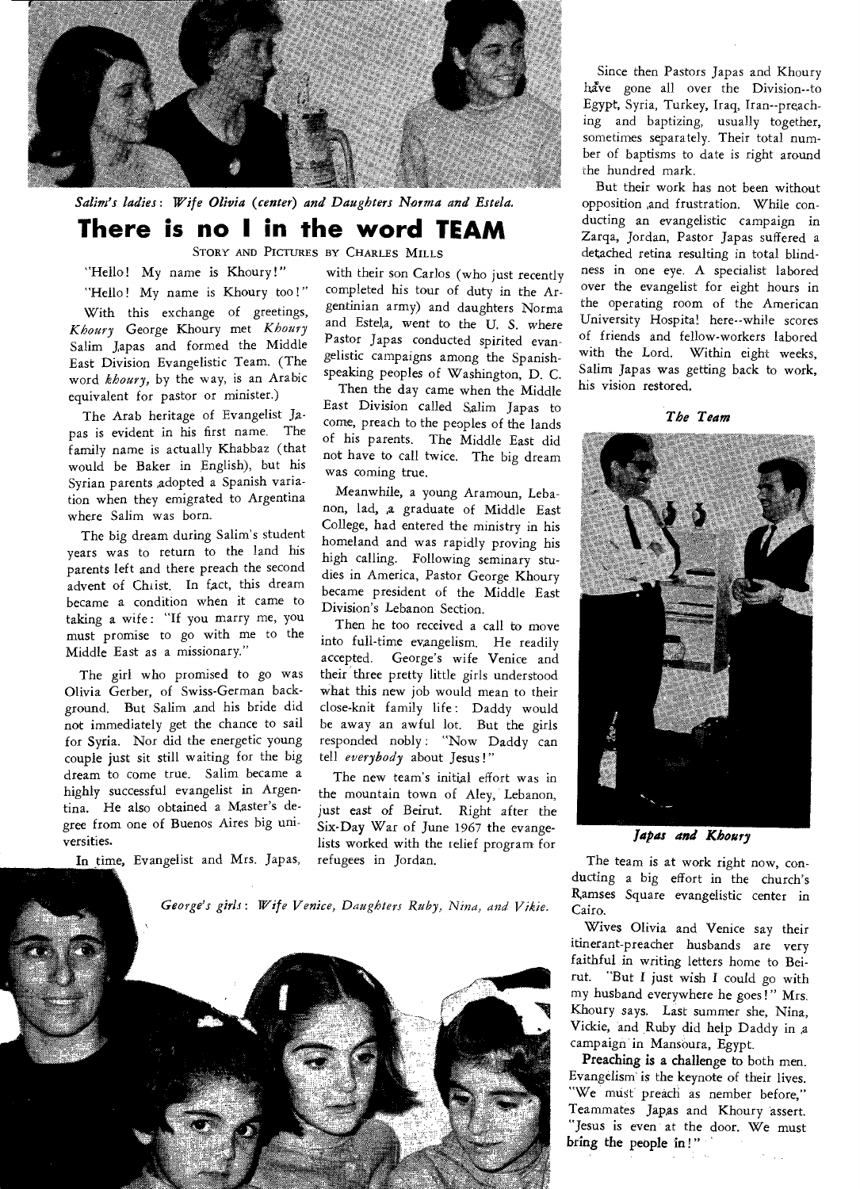*Salim's ladies: Wife Olivia (center) and Daughters Norma and Estela.*

# There is no I in the word TEAM

STORY AND PICTURES BY CHARLES MILLS

"Hello! My name is Khoury!"

"Hello! My name is Khoury too!"

With this exchange of greetings, *Khoury* George Khoury met *Khoury* Salim Japas and formed the Middle East Division Evangelistic Team. (The word *khoury*, by the way, is an Arabic equivalent for pastor or minister.)

The Arab heritage of Evangelist Japas is evident in his first name. The family name is actually Khabbaz (that would be Baker in English), but his Syrian parents adopted a Spanish variation when they emigrated to Argentina where Salim was born.

The big dream during Salim's student years was to return to the land his parents left and there preach the second advent of Christ. In fact, this dream became a condition when it came to taking a wife: "If you marry me, you must promise to go with me to the Middle East as a missionary."

The girl who promised to go was Olivia Gerber, of Swiss-German background. But Salim and his bride did not immediately get the chance to sail for Syria. Nor did the energetic young couple just sit still waiting for the big dream to come true. Salim became a highly successful evangelist in Argentina. He also obtained a Master's degree from one of Buenos Aires big universities.

In time, Evangelist and Mrs. Japas, with their son Carlos (who just recently completed his tour of duty in the Argentinian army) and daughters Norma and Estela, went to the U. S. where Pastor Japas conducted spirited evangelistic campaigns among the Spanish-speaking peoples of Washington, D. C.

Then the day came when the Middle East Division called Salim Japas to come, preach to the peoples of the lands of his parents. The Middle East did not have to call twice. The big dream was coming true.

Meanwhile, a young Aramoun, Lebanon, lad, a graduate of Middle East College, had entered the ministry in his homeland and was rapidly proving his high calling. Following seminary studies in America, Pastor George Khoury became president of the Middle East Division's Lebanon Section.

Then he too received a call to move into full-time evangelism. He readily accepted. George's wife Venice and their three pretty little girls understood what this new job would mean to their close-knit family life: Daddy would be away an awful lot. But the girls responded nobly: "Now Daddy can tell *everybody* about Jesus!"

The new team's initial effort was in the mountain town of Aley, Lebanon, just east of Beirut. Right after the Six-Day War of June 1967 the evangelists worked with the relief program for refugees in Jordan.

*George's girls: Wife Venice, Daughters Ruby, Nina, and Vikie.*

Since then Pastors Japas and Khoury have gone all over the Division--to Egypt, Syria, Turkey, Iraq, Iran--preaching and baptizing, usually together, sometimes separately. Their total number of baptisms to date is right around the hundred mark.

But their work has not been without opposition and frustration. While conducting an evangelistic campaign in Zarqa, Jordan, Pastor Japas suffered a detached retina resulting in total blindness in one eye. A specialist labored over the evangelist for eight hours in the operating room of the American University Hospital here--while scores of friends and fellow-workers labored with the Lord. Within eight weeks, Salim Japas was getting back to work, his vision restored.

*The Team*

*Japas and Khoury*

The team is at work right now, conducting a big effort in the church's Ramses Square evangelistic center in Cairo.

Wives Olivia and Venice say their itinerant-preacher husbands are very faithful in writing letters home to Beirut. "But I just wish I could go with my husband everywhere he goes!" Mrs. Khoury says. Last summer she, Nina, Vickie, and Ruby did help Daddy in a campaign in Mansoura, Egypt.

**Preaching is a challenge** to both men. Evangelism is the keynote of their lives. "We must preach as nember before," Teammates Japas and Khoury assert. "Jesus is even at the door. We must **bring the people in!**"